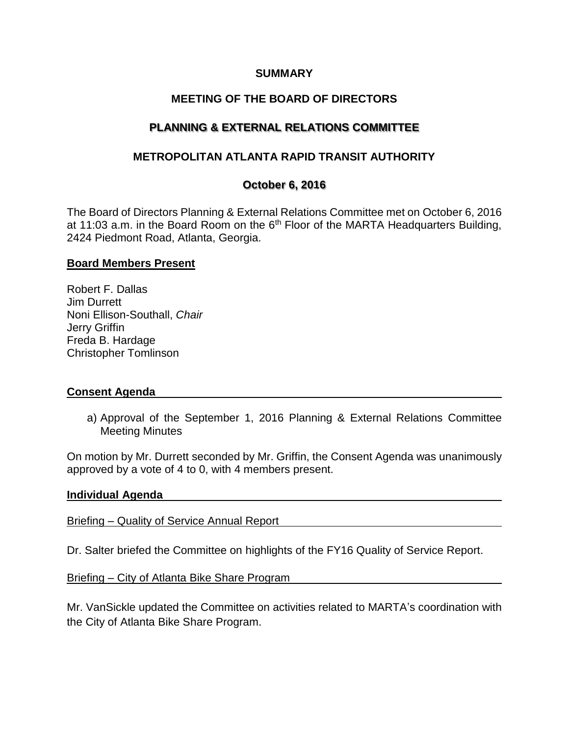**SUMMARY**

**MEETING OF THE BOARD OF DIRECTORS**

**PLANNING & EXTERNAL RELATIONS COMMITTEE**

**METROPOLITAN ATLANTA RAPID TRANSIT AUTHORITY**

**October 6, 2016**

The Board of Directors Planning & External Relations Committee met on October 6, 2016 at 11:03 a.m. in the Board Room on the 6th Floor of the MARTA Headquarters Building, 2424 Piedmont Road, Atlanta, Georgia.

**Board Members Present**

Robert F. Dallas
Jim Durrett
Noni Ellison-Southall, *Chair*
Jerry Griffin
Freda B. Hardage
Christopher Tomlinson

**Consent Agenda**

a) Approval of the September 1, 2016 Planning & External Relations Committee Meeting Minutes

On motion by Mr. Durrett seconded by Mr. Griffin, the Consent Agenda was unanimously approved by a vote of 4 to 0, with 4 members present.

**Individual Agenda**

Briefing – Quality of Service Annual Report

Dr. Salter briefed the Committee on highlights of the FY16 Quality of Service Report.

Briefing – City of Atlanta Bike Share Program

Mr. VanSickle updated the Committee on activities related to MARTA's coordination with the City of Atlanta Bike Share Program.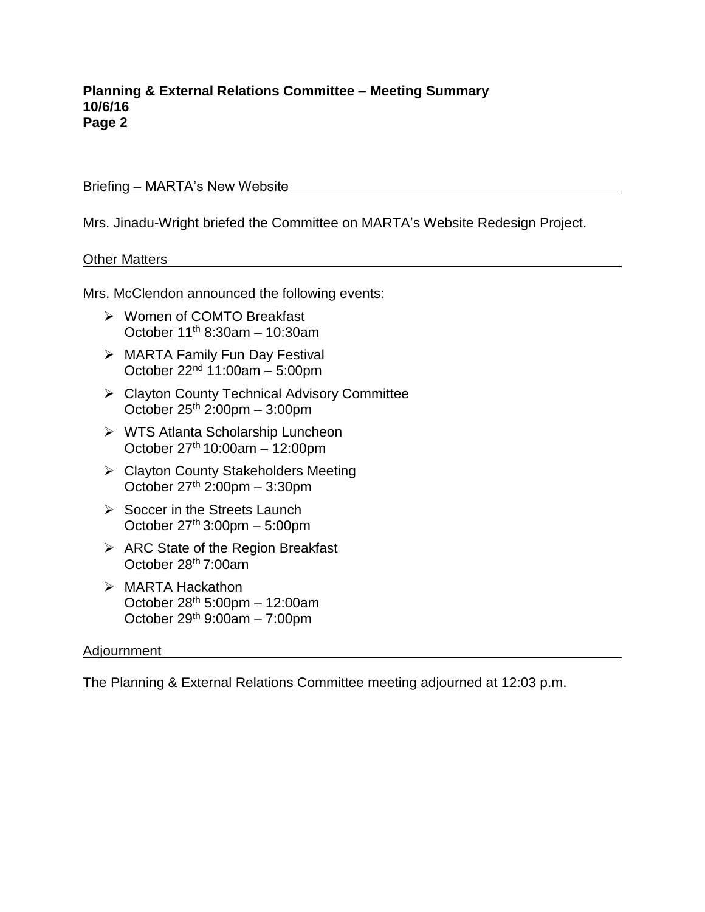## Briefing – MARTA's New Website

Mrs. Jinadu-Wright briefed the Committee on MARTA's Website Redesign Project.

## Other Matters

Mrs. McClendon announced the following events:

- Women of COMTO Breakfast
  October 11th 8:30am – 10:30am
- MARTA Family Fun Day Festival
  October 22nd 11:00am – 5:00pm
- Clayton County Technical Advisory Committee
  October 25th 2:00pm – 3:00pm
- WTS Atlanta Scholarship Luncheon
  October 27th 10:00am – 12:00pm
- Clayton County Stakeholders Meeting
  October 27th 2:00pm – 3:30pm
- Soccer in the Streets Launch
  October 27th 3:00pm – 5:00pm
- ARC State of the Region Breakfast
  October 28th 7:00am
- MARTA Hackathon
  October 28th 5:00pm – 12:00am
  October 29th 9:00am – 7:00pm

## Adjournment

The Planning & External Relations Committee meeting adjourned at 12:03 p.m.